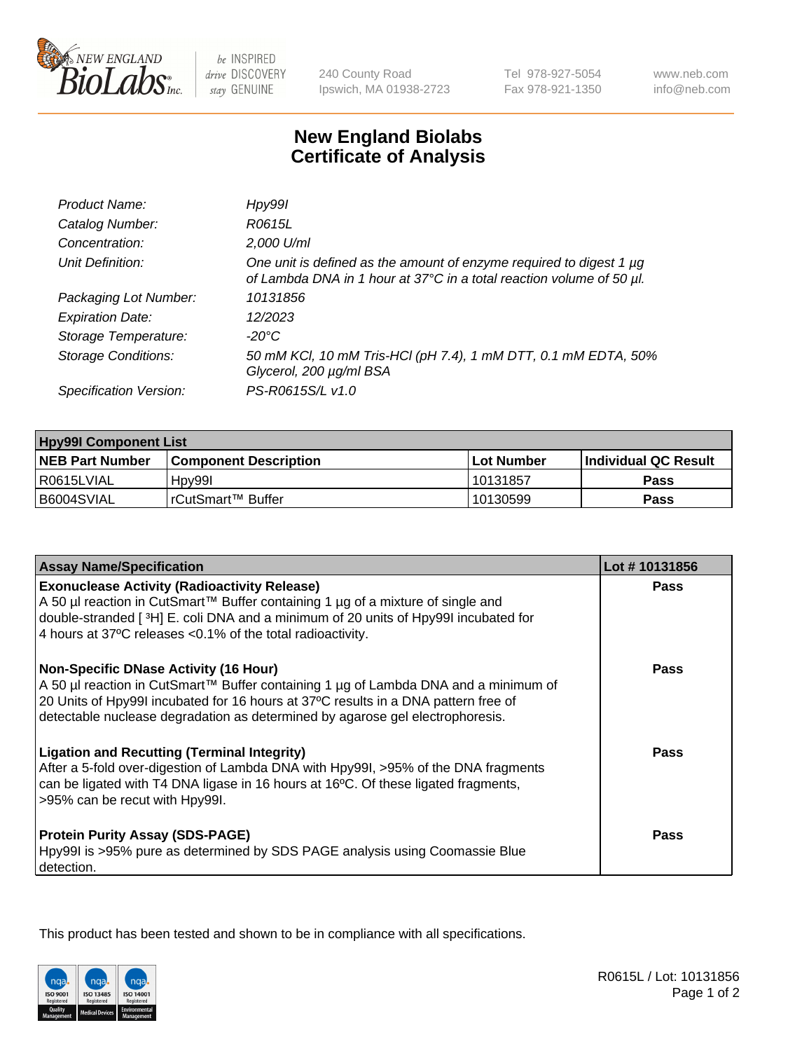New England BioLabs Inc. — be INSPIRED drive DISCOVERY stay GENUINE

240 County Road
Ipswich, MA 01938-2723

Tel 978-927-5054
Fax 978-921-1350

www.neb.com
info@neb.com

# New England Biolabs
# Certificate of Analysis

| | |
|---|---|
| *Product Name:* | *Hpy99I* |
| *Catalog Number:* | *R0615L* |
| *Concentration:* | *2,000 U/ml* |
| *Unit Definition:* | *One unit is defined as the amount of enzyme required to digest 1 µg of Lambda DNA in 1 hour at 37°C in a total reaction volume of 50 µl.* |
| *Packaging Lot Number:* | *10131856* |
| *Expiration Date:* | *12/2023* |
| *Storage Temperature:* | *-20°C* |
| *Storage Conditions:* | *50 mM KCl, 10 mM Tris-HCl (pH 7.4), 1 mM DTT, 0.1 mM EDTA, 50% Glycerol, 200 µg/ml BSA* |
| *Specification Version:* | *PS-R0615S/L v1.0* |

| **Hpy99I Component List** | | | |
|---|---|---|---|
| **NEB Part Number** | **Component Description** | **Lot Number** | **Individual QC Result** |
| R0615LVIAL | Hpy99I | 10131857 | **Pass** |
| B6004SVIAL | rCutSmart™ Buffer | 10130599 | **Pass** |

| Assay Name/Specification | Lot # 10131856 |
|---|---|
| **Exonuclease Activity (Radioactivity Release)**<br>A 50 µl reaction in CutSmart™ Buffer containing 1 µg of a mixture of single and double-stranded [ $^3$H] E. coli DNA and a minimum of 20 units of Hpy99I incubated for 4 hours at 37ºC releases <0.1% of the total radioactivity. | **Pass** |
| **Non-Specific DNase Activity (16 Hour)**<br>A 50 µl reaction in CutSmart™ Buffer containing 1 µg of Lambda DNA and a minimum of 20 Units of Hpy99I incubated for 16 hours at 37ºC results in a DNA pattern free of detectable nuclease degradation as determined by agarose gel electrophoresis. | **Pass** |
| **Ligation and Recutting (Terminal Integrity)**<br>After a 5-fold over-digestion of Lambda DNA with Hpy99I, >95% of the DNA fragments can be ligated with T4 DNA ligase in 16 hours at 16ºC. Of these ligated fragments, >95% can be recut with Hpy99I. | **Pass** |
| **Protein Purity Assay (SDS-PAGE)**<br>Hpy99I is >95% pure as determined by SDS PAGE analysis using Coomassie Blue detection. | **Pass** |

This product has been tested and shown to be in compliance with all specifications.

R0615L / Lot: 10131856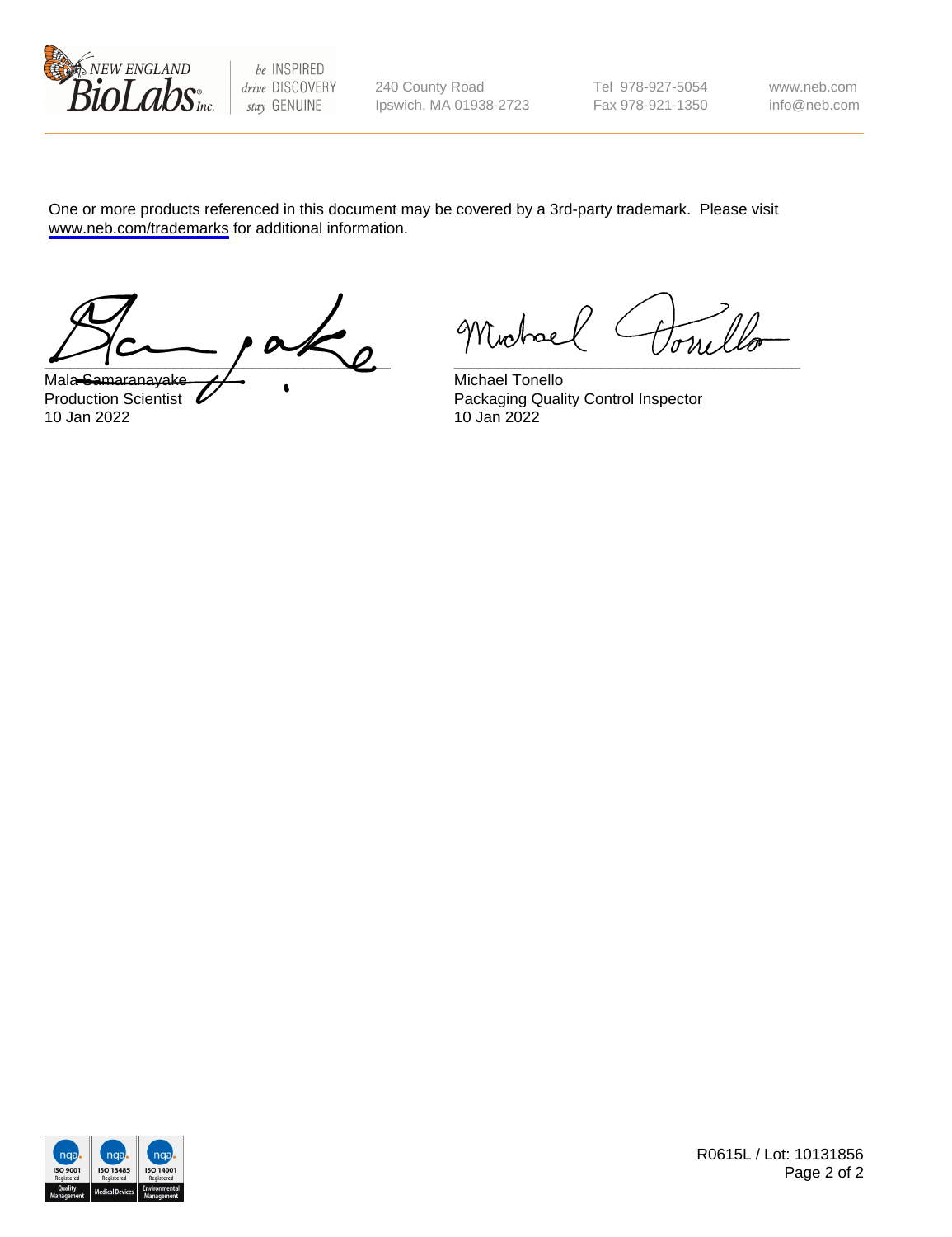One or more products referenced in this document may be covered by a 3rd-party trademark. Please visit www.neb.com/trademarks for additional information.

Mala Samaranayake
Production Scientist
10 Jan 2022

Michael Tonello
Packaging Quality Control Inspector
10 Jan 2022

R0615L / Lot: 10131856